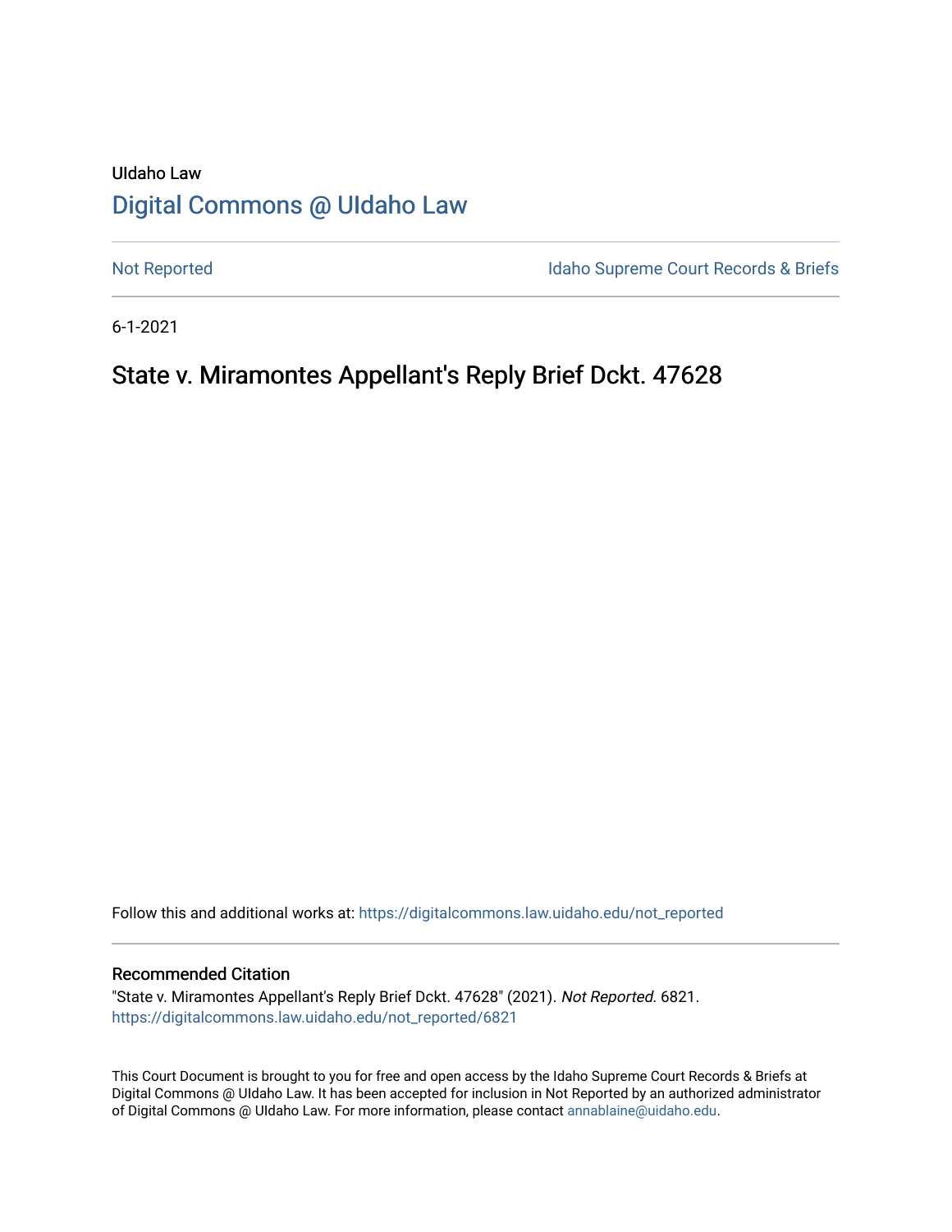UIdaho Law

# Digital Commons @ UIdaho Law

Not Reported

Idaho Supreme Court Records & Briefs

6-1-2021

## State v. Miramontes Appellant's Reply Brief Dckt. 47628

Follow this and additional works at: https://digitalcommons.law.uidaho.edu/not_reported

### Recommended Citation

"State v. Miramontes Appellant's Reply Brief Dckt. 47628" (2021). *Not Reported*. 6821.
https://digitalcommons.law.uidaho.edu/not_reported/6821

This Court Document is brought to you for free and open access by the Idaho Supreme Court Records & Briefs at Digital Commons @ UIdaho Law. It has been accepted for inclusion in Not Reported by an authorized administrator of Digital Commons @ UIdaho Law. For more information, please contact annablaine@uidaho.edu.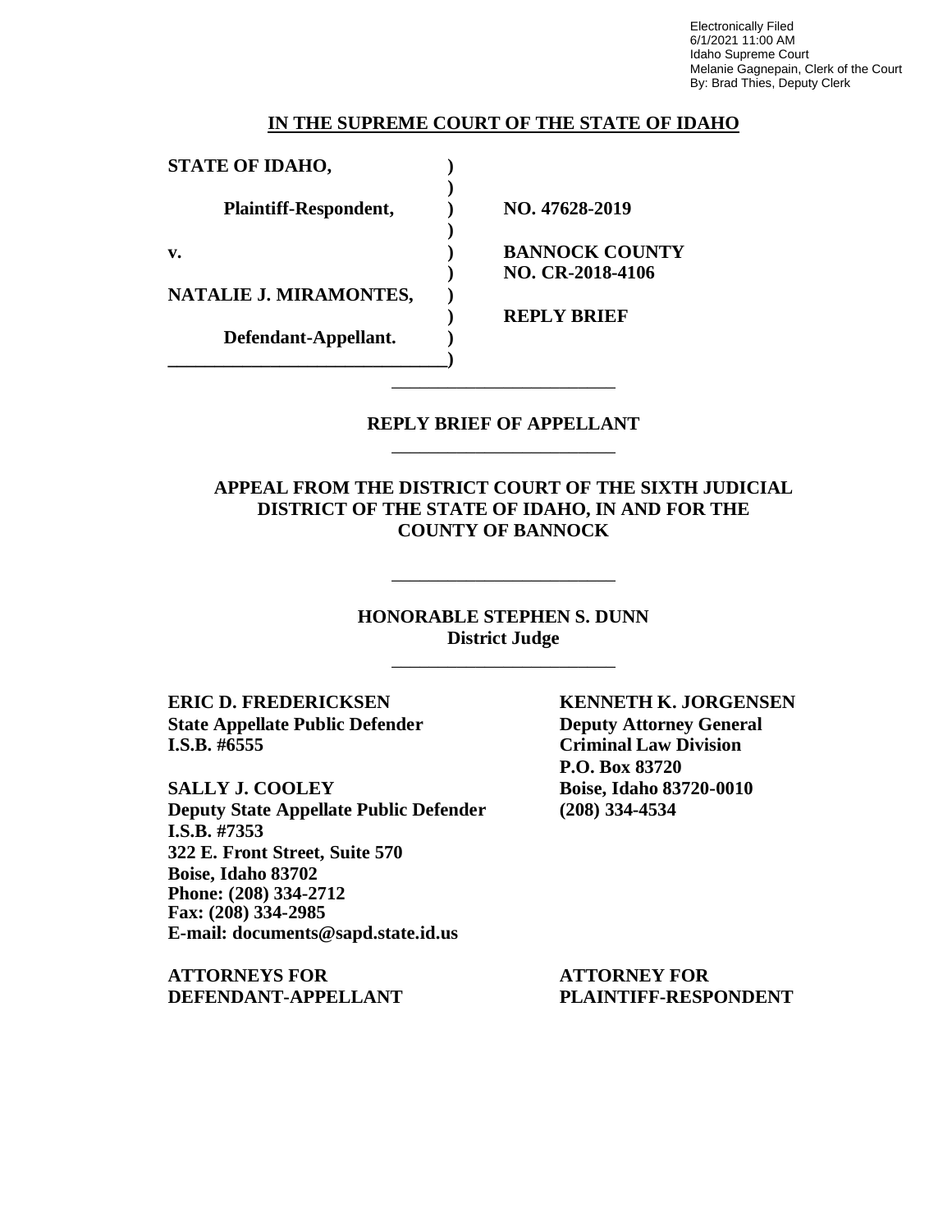Electronically Filed
6/1/2021 11:00 AM
Idaho Supreme Court
Melanie Gagnepain, Clerk of the Court
By: Brad Thies, Deputy Clerk

**IN THE SUPREME COURT OF THE STATE OF IDAHO**

| | | |
|---|---|---|
| **STATE OF IDAHO,** | **)** | |
| | **)** | |
| **Plaintiff-Respondent,** | **)** | **NO. 47628-2019** |
| | **)** | |
| **v.** | **)** | **BANNOCK COUNTY** |
| | **)** | **NO. CR-2018-4106** |
| **NATALIE J. MIRAMONTES,** | **)** | |
| | **)** | **REPLY BRIEF** |
| **Defendant-Appellant.** | **)** | |
| | **)** | |

**REPLY BRIEF OF APPELLANT**

**APPEAL FROM THE DISTRICT COURT OF THE SIXTH JUDICIAL DISTRICT OF THE STATE OF IDAHO, IN AND FOR THE COUNTY OF BANNOCK**

**HONORABLE STEPHEN S. DUNN**
**District Judge**

**ERIC D. FREDERICKSEN**
**State Appellate Public Defender**
**I.S.B. #6555**

**SALLY J. COOLEY**
**Deputy State Appellate Public Defender**
**I.S.B. #7353**
**322 E. Front Street, Suite 570**
**Boise, Idaho 83702**
**Phone: (208) 334-2712**
**Fax: (208) 334-2985**
**E-mail: documents@sapd.state.id.us**

**ATTORNEYS FOR DEFENDANT-APPELLANT**

**KENNETH K. JORGENSEN**
**Deputy Attorney General**
**Criminal Law Division**
**P.O. Box 83720**
**Boise, Idaho 83720-0010**
**(208) 334-4534**

**ATTORNEY FOR PLAINTIFF-RESPONDENT**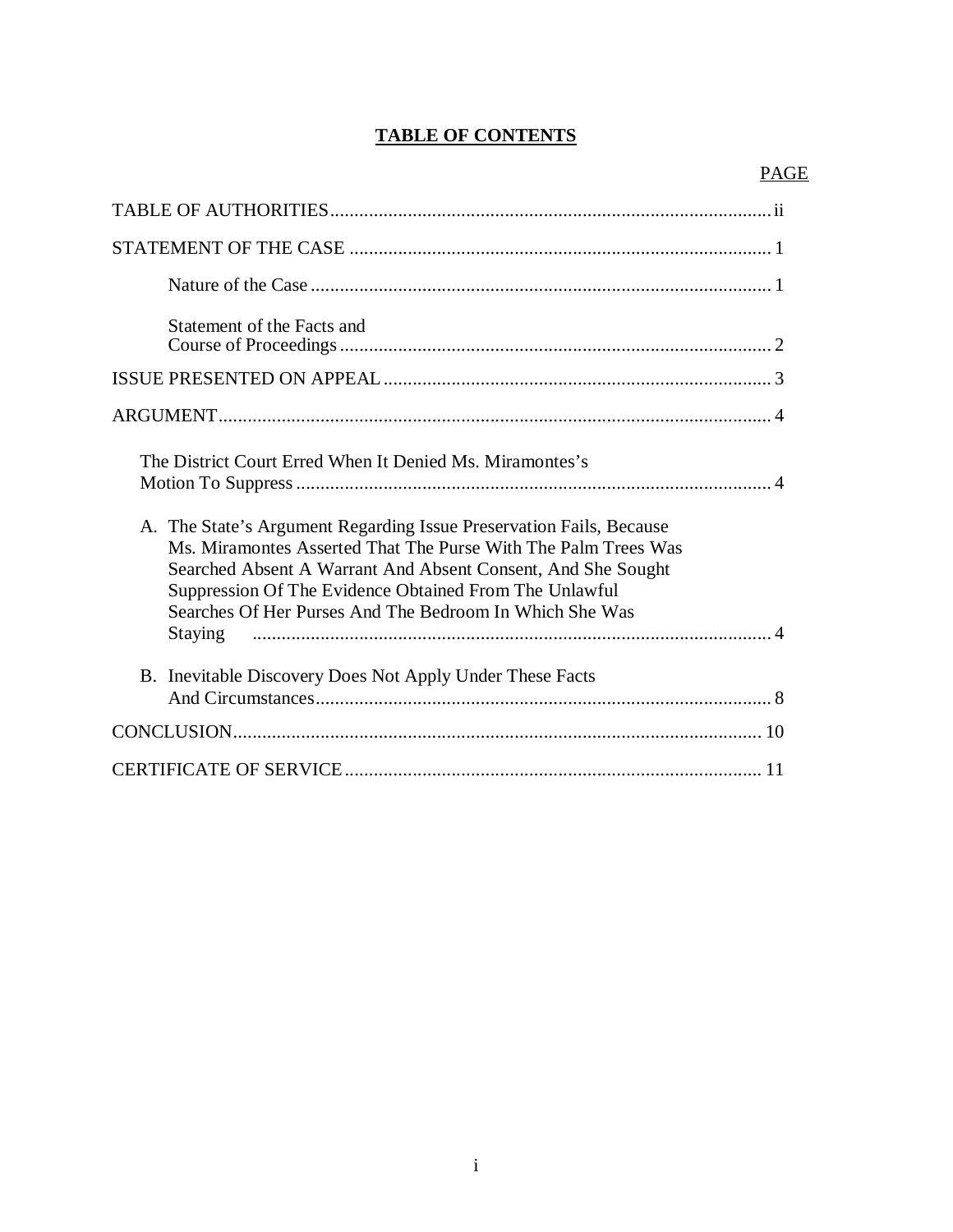# TABLE OF CONTENTS

| | PAGE |
|---|---|
| TABLE OF AUTHORITIES | ii |
| STATEMENT OF THE CASE | 1 |
| Nature of the Case | 1 |
| Statement of the Facts and Course of Proceedings | 2 |
| ISSUE PRESENTED ON APPEAL | 3 |
| ARGUMENT | 4 |
| The District Court Erred When It Denied Ms. Miramontes's Motion To Suppress | 4 |
| A. The State's Argument Regarding Issue Preservation Fails, Because Ms. Miramontes Asserted That The Purse With The Palm Trees Was Searched Absent A Warrant And Absent Consent, And She Sought Suppression Of The Evidence Obtained From The Unlawful Searches Of Her Purses And The Bedroom In Which She Was Staying | 4 |
| B. Inevitable Discovery Does Not Apply Under These Facts And Circumstances | 8 |
| CONCLUSION | 10 |
| CERTIFICATE OF SERVICE | 11 |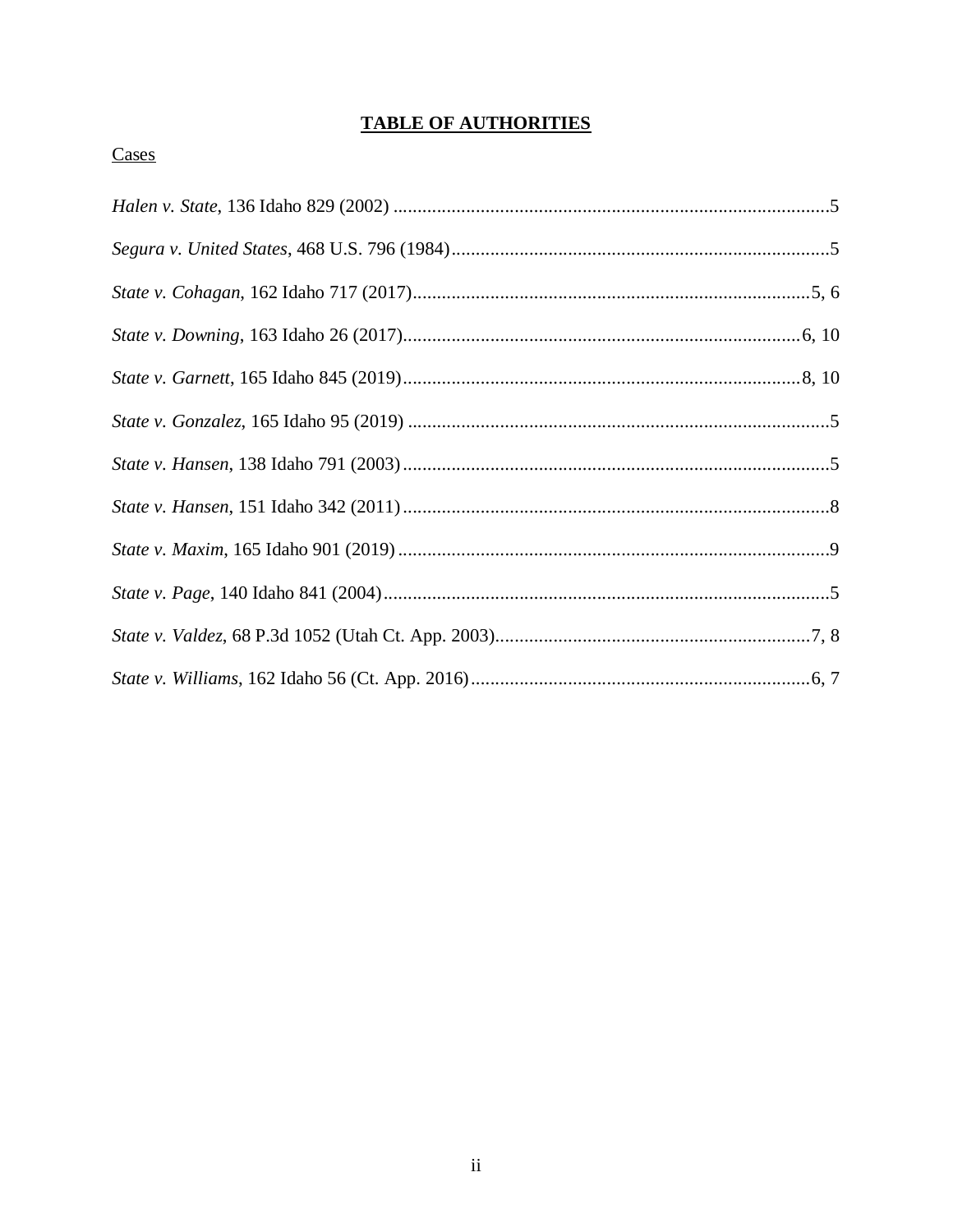# **TABLE OF AUTHORITIES**

Cases

*Halen v. State*, 136 Idaho 829 (2002) ..........................................................................................5

*Segura v. United States*, 468 U.S. 796 (1984)..............................................................................5

*State v. Cohagan*, 162 Idaho 717 (2017)..................................................................................5, 6

*State v. Downing*, 163 Idaho 26 (2017)..................................................................................6, 10

*State v. Garnett*, 165 Idaho 845 (2019)..................................................................................8, 10

*State v. Gonzalez*, 165 Idaho 95 (2019) .......................................................................................5

*State v. Hansen*, 138 Idaho 791 (2003)........................................................................................5

*State v. Hansen*, 151 Idaho 342 (2011)........................................................................................8

*State v. Maxim*, 165 Idaho 901 (2019).........................................................................................9

*State v. Page*, 140 Idaho 841 (2004)............................................................................................5

*State v. Valdez*, 68 P.3d 1052 (Utah Ct. App. 2003)..................................................................7, 8

*State v. Williams*, 162 Idaho 56 (Ct. App. 2016)......................................................................6, 7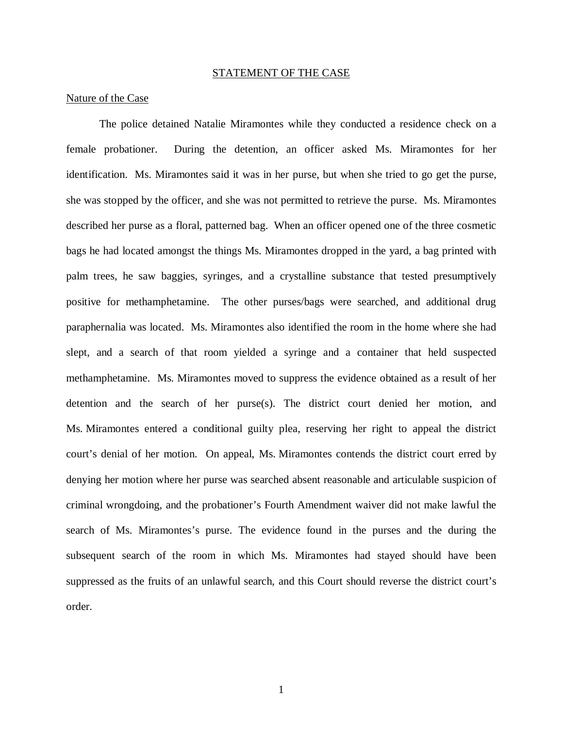## STATEMENT OF THE CASE

### Nature of the Case

The police detained Natalie Miramontes while they conducted a residence check on a female probationer. During the detention, an officer asked Ms. Miramontes for her identification. Ms. Miramontes said it was in her purse, but when she tried to go get the purse, she was stopped by the officer, and she was not permitted to retrieve the purse. Ms. Miramontes described her purse as a floral, patterned bag. When an officer opened one of the three cosmetic bags he had located amongst the things Ms. Miramontes dropped in the yard, a bag printed with palm trees, he saw baggies, syringes, and a crystalline substance that tested presumptively positive for methamphetamine. The other purses/bags were searched, and additional drug paraphernalia was located. Ms. Miramontes also identified the room in the home where she had slept, and a search of that room yielded a syringe and a container that held suspected methamphetamine. Ms. Miramontes moved to suppress the evidence obtained as a result of her detention and the search of her purse(s). The district court denied her motion, and Ms. Miramontes entered a conditional guilty plea, reserving her right to appeal the district court's denial of her motion. On appeal, Ms. Miramontes contends the district court erred by denying her motion where her purse was searched absent reasonable and articulable suspicion of criminal wrongdoing, and the probationer's Fourth Amendment waiver did not make lawful the search of Ms. Miramontes's purse. The evidence found in the purses and the during the subsequent search of the room in which Ms. Miramontes had stayed should have been suppressed as the fruits of an unlawful search, and this Court should reverse the district court's order.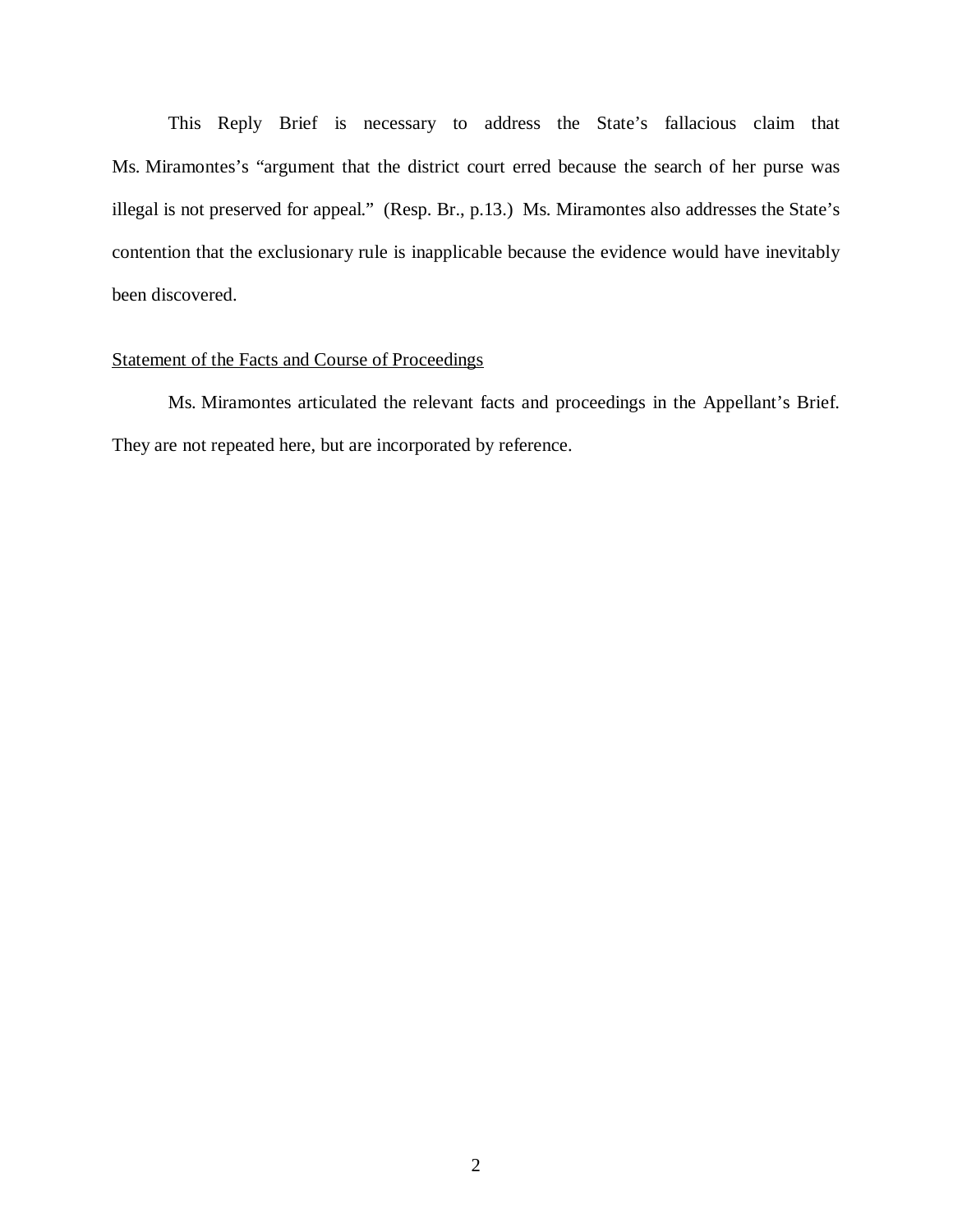This Reply Brief is necessary to address the State's fallacious claim that Ms. Miramontes's "argument that the district court erred because the search of her purse was illegal is not preserved for appeal." (Resp. Br., p.13.) Ms. Miramontes also addresses the State's contention that the exclusionary rule is inapplicable because the evidence would have inevitably been discovered.

<u>Statement of the Facts and Course of Proceedings</u>

Ms. Miramontes articulated the relevant facts and proceedings in the Appellant's Brief. They are not repeated here, but are incorporated by reference.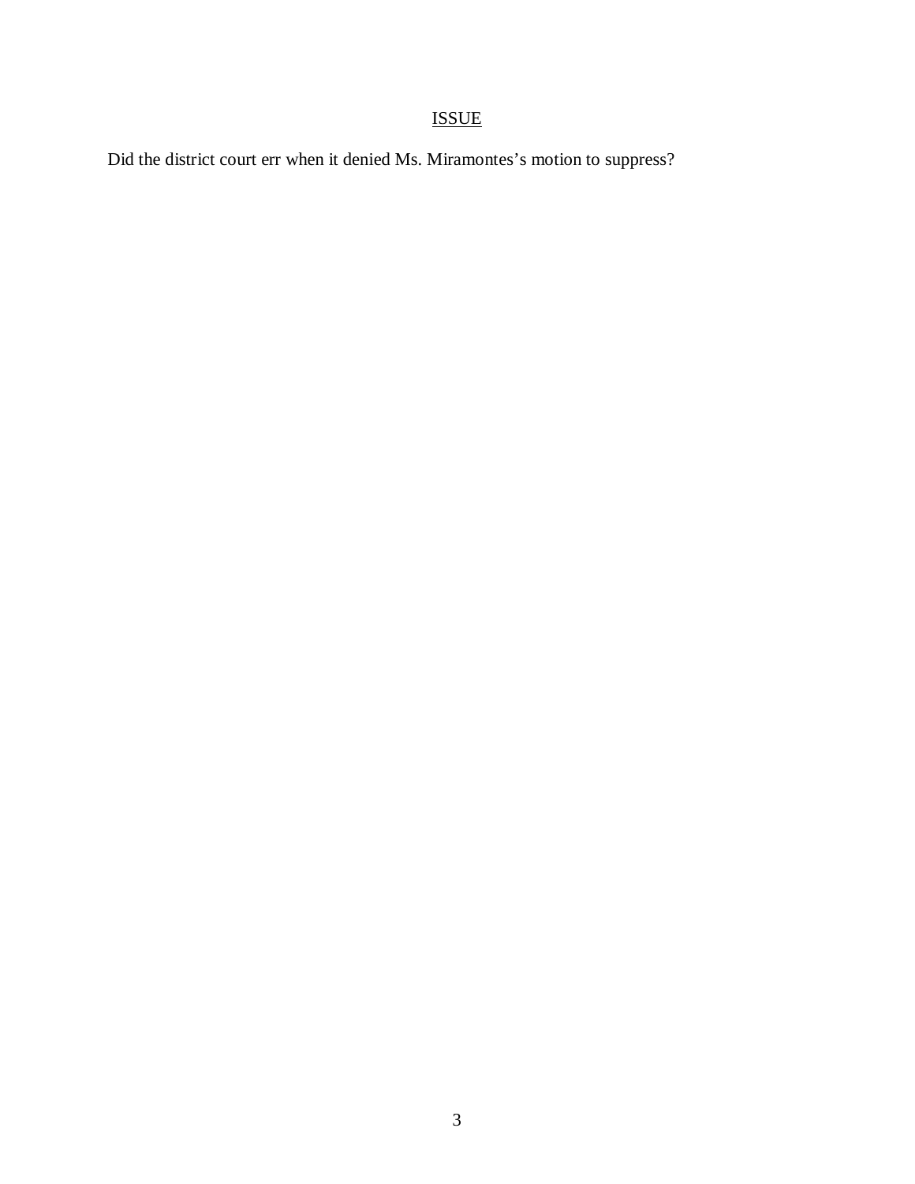## ISSUE

Did the district court err when it denied Ms. Miramontes's motion to suppress?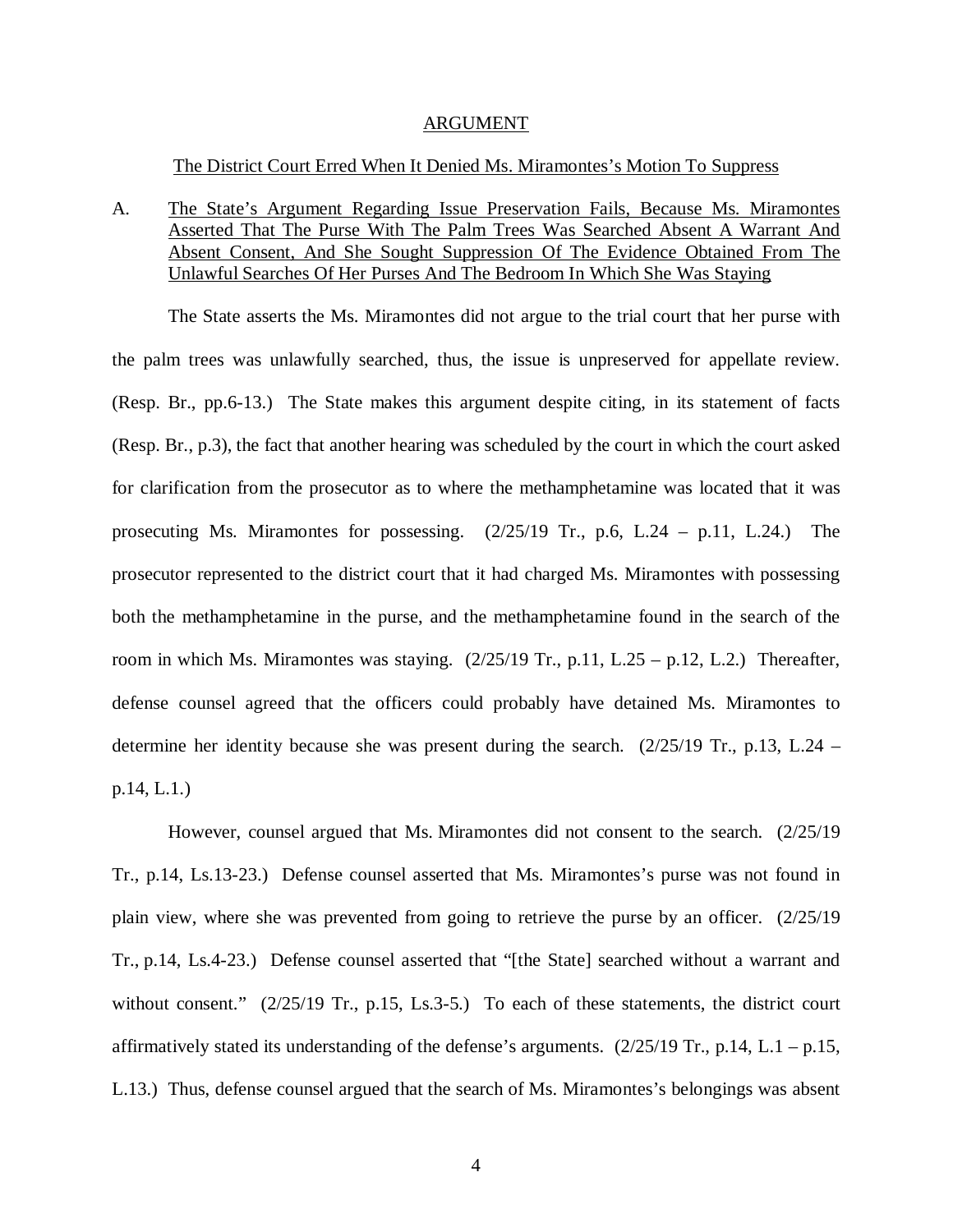## ARGUMENT

### The District Court Erred When It Denied Ms. Miramontes's Motion To Suppress

A. The State's Argument Regarding Issue Preservation Fails, Because Ms. Miramontes Asserted That The Purse With The Palm Trees Was Searched Absent A Warrant And Absent Consent, And She Sought Suppression Of The Evidence Obtained From The Unlawful Searches Of Her Purses And The Bedroom In Which She Was Staying

The State asserts the Ms. Miramontes did not argue to the trial court that her purse with the palm trees was unlawfully searched, thus, the issue is unpreserved for appellate review. (Resp. Br., pp.6-13.) The State makes this argument despite citing, in its statement of facts (Resp. Br., p.3), the fact that another hearing was scheduled by the court in which the court asked for clarification from the prosecutor as to where the methamphetamine was located that it was prosecuting Ms. Miramontes for possessing. (2/25/19 Tr., p.6, L.24 – p.11, L.24.) The prosecutor represented to the district court that it had charged Ms. Miramontes with possessing both the methamphetamine in the purse, and the methamphetamine found in the search of the room in which Ms. Miramontes was staying. (2/25/19 Tr., p.11, L.25 – p.12, L.2.) Thereafter, defense counsel agreed that the officers could probably have detained Ms. Miramontes to determine her identity because she was present during the search. (2/25/19 Tr., p.13, L.24 – p.14, L.1.)

However, counsel argued that Ms. Miramontes did not consent to the search. (2/25/19 Tr., p.14, Ls.13-23.) Defense counsel asserted that Ms. Miramontes's purse was not found in plain view, where she was prevented from going to retrieve the purse by an officer. (2/25/19 Tr., p.14, Ls.4-23.) Defense counsel asserted that "[the State] searched without a warrant and without consent." (2/25/19 Tr., p.15, Ls.3-5.) To each of these statements, the district court affirmatively stated its understanding of the defense's arguments. (2/25/19 Tr., p.14, L.1 – p.15, L.13.) Thus, defense counsel argued that the search of Ms. Miramontes's belongings was absent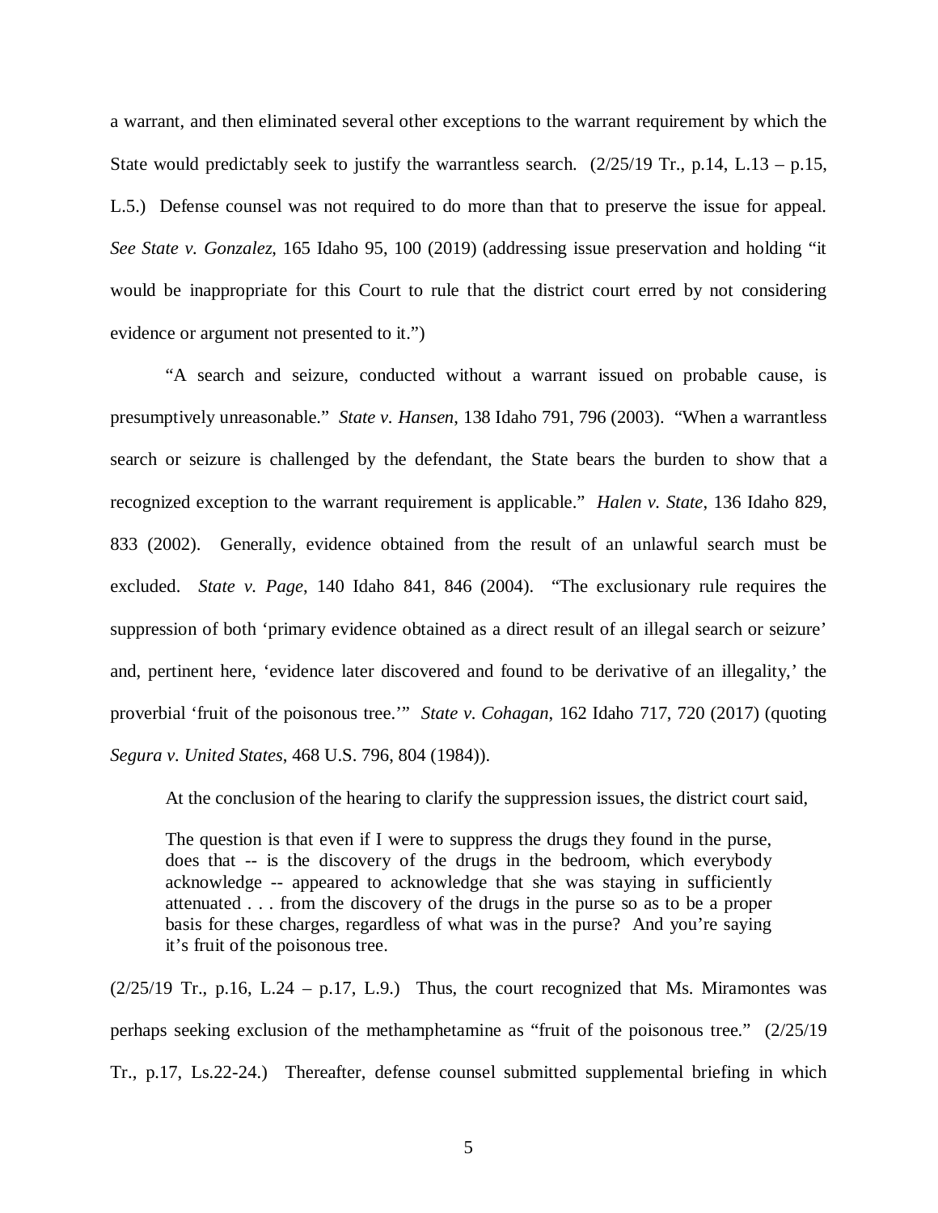a warrant, and then eliminated several other exceptions to the warrant requirement by which the State would predictably seek to justify the warrantless search. (2/25/19 Tr., p.14, L.13 – p.15, L.5.) Defense counsel was not required to do more than that to preserve the issue for appeal. *See State v. Gonzalez*, 165 Idaho 95, 100 (2019) (addressing issue preservation and holding "it would be inappropriate for this Court to rule that the district court erred by not considering evidence or argument not presented to it.")

"A search and seizure, conducted without a warrant issued on probable cause, is presumptively unreasonable." *State v. Hansen*, 138 Idaho 791, 796 (2003). "When a warrantless search or seizure is challenged by the defendant, the State bears the burden to show that a recognized exception to the warrant requirement is applicable." *Halen v. State*, 136 Idaho 829, 833 (2002). Generally, evidence obtained from the result of an unlawful search must be excluded. *State v. Page*, 140 Idaho 841, 846 (2004). "The exclusionary rule requires the suppression of both 'primary evidence obtained as a direct result of an illegal search or seizure' and, pertinent here, 'evidence later discovered and found to be derivative of an illegality,' the proverbial 'fruit of the poisonous tree.'" *State v. Cohagan*, 162 Idaho 717, 720 (2017) (quoting *Segura v. United States*, 468 U.S. 796, 804 (1984)).

At the conclusion of the hearing to clarify the suppression issues, the district court said,

> The question is that even if I were to suppress the drugs they found in the purse, does that -- is the discovery of the drugs in the bedroom, which everybody acknowledge -- appeared to acknowledge that she was staying in sufficiently attenuated . . . from the discovery of the drugs in the purse so as to be a proper basis for these charges, regardless of what was in the purse? And you're saying it's fruit of the poisonous tree.

(2/25/19 Tr., p.16, L.24 – p.17, L.9.) Thus, the court recognized that Ms. Miramontes was perhaps seeking exclusion of the methamphetamine as "fruit of the poisonous tree." (2/25/19 Tr., p.17, Ls.22-24.) Thereafter, defense counsel submitted supplemental briefing in which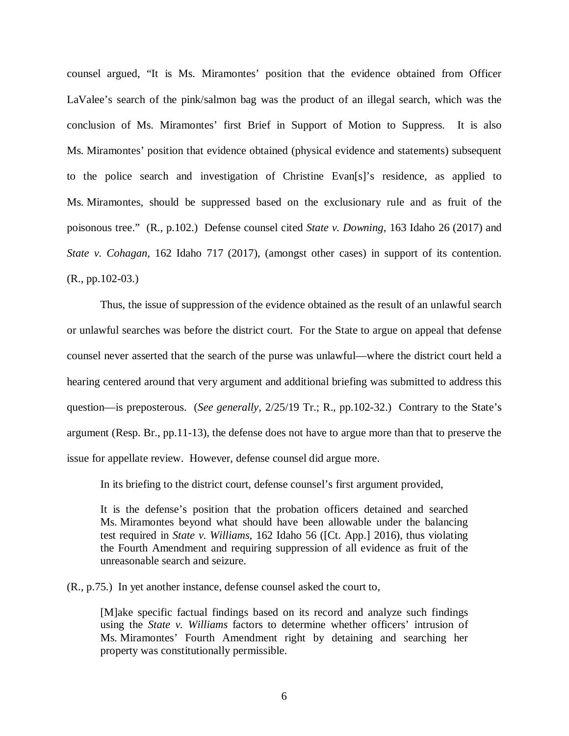counsel argued, "It is Ms. Miramontes' position that the evidence obtained from Officer LaValee's search of the pink/salmon bag was the product of an illegal search, which was the conclusion of Ms. Miramontes' first Brief in Support of Motion to Suppress. It is also Ms. Miramontes' position that evidence obtained (physical evidence and statements) subsequent to the police search and investigation of Christine Evan[s]'s residence, as applied to Ms. Miramontes, should be suppressed based on the exclusionary rule and as fruit of the poisonous tree." (R., p.102.) Defense counsel cited *State v. Downing*, 163 Idaho 26 (2017) and *State v. Cohagan*, 162 Idaho 717 (2017), (amongst other cases) in support of its contention. (R., pp.102-03.)

Thus, the issue of suppression of the evidence obtained as the result of an unlawful search or unlawful searches was before the district court. For the State to argue on appeal that defense counsel never asserted that the search of the purse was unlawful—where the district court held a hearing centered around that very argument and additional briefing was submitted to address this question—is preposterous. (*See generally*, 2/25/19 Tr.; R., pp.102-32.) Contrary to the State's argument (Resp. Br., pp.11-13), the defense does not have to argue more than that to preserve the issue for appellate review. However, defense counsel did argue more.

In its briefing to the district court, defense counsel's first argument provided,

> It is the defense's position that the probation officers detained and searched Ms. Miramontes beyond what should have been allowable under the balancing test required in *State v. Williams*, 162 Idaho 56 ([Ct. App.] 2016), thus violating the Fourth Amendment and requiring suppression of all evidence as fruit of the unreasonable search and seizure.

(R., p.75.) In yet another instance, defense counsel asked the court to,

> [M]ake specific factual findings based on its record and analyze such findings using the *State v. Williams* factors to determine whether officers' intrusion of Ms. Miramontes' Fourth Amendment right by detaining and searching her property was constitutionally permissible.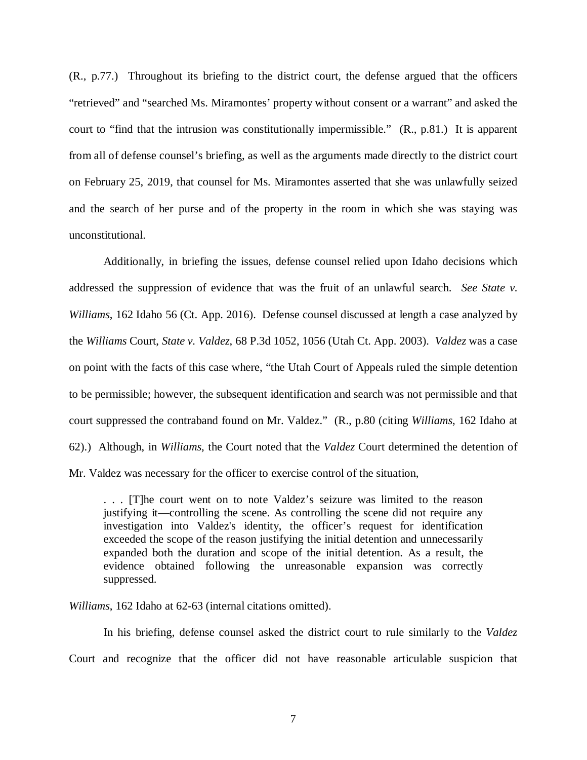(R., p.77.) Throughout its briefing to the district court, the defense argued that the officers "retrieved" and "searched Ms. Miramontes' property without consent or a warrant" and asked the court to "find that the intrusion was constitutionally impermissible." (R., p.81.) It is apparent from all of defense counsel's briefing, as well as the arguments made directly to the district court on February 25, 2019, that counsel for Ms. Miramontes asserted that she was unlawfully seized and the search of her purse and of the property in the room in which she was staying was unconstitutional.

Additionally, in briefing the issues, defense counsel relied upon Idaho decisions which addressed the suppression of evidence that was the fruit of an unlawful search. *See State v. Williams*, 162 Idaho 56 (Ct. App. 2016). Defense counsel discussed at length a case analyzed by the *Williams* Court, *State v. Valdez*, 68 P.3d 1052, 1056 (Utah Ct. App. 2003). *Valdez* was a case on point with the facts of this case where, "the Utah Court of Appeals ruled the simple detention to be permissible; however, the subsequent identification and search was not permissible and that court suppressed the contraband found on Mr. Valdez." (R., p.80 (citing *Williams*, 162 Idaho at 62).) Although, in *Williams*, the Court noted that the *Valdez* Court determined the detention of Mr. Valdez was necessary for the officer to exercise control of the situation,

> . . . [T]he court went on to note Valdez's seizure was limited to the reason justifying it—controlling the scene. As controlling the scene did not require any investigation into Valdez's identity, the officer's request for identification exceeded the scope of the reason justifying the initial detention and unnecessarily expanded both the duration and scope of the initial detention. As a result, the evidence obtained following the unreasonable expansion was correctly suppressed.

*Williams*, 162 Idaho at 62-63 (internal citations omitted).

In his briefing, defense counsel asked the district court to rule similarly to the *Valdez* Court and recognize that the officer did not have reasonable articulable suspicion that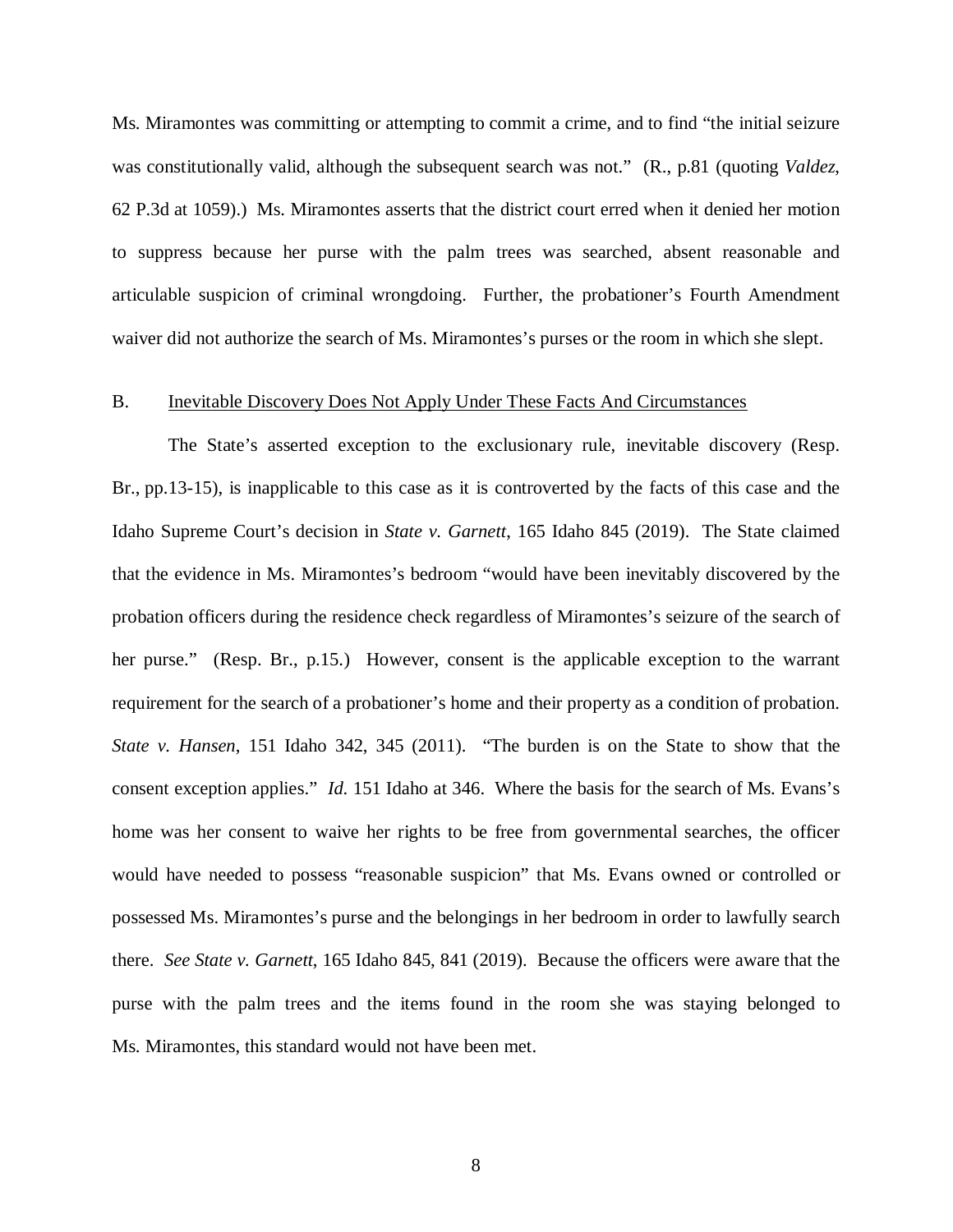Ms. Miramontes was committing or attempting to commit a crime, and to find "the initial seizure was constitutionally valid, although the subsequent search was not." (R., p.81 (quoting *Valdez*, 62 P.3d at 1059).) Ms. Miramontes asserts that the district court erred when it denied her motion to suppress because her purse with the palm trees was searched, absent reasonable and articulable suspicion of criminal wrongdoing. Further, the probationer's Fourth Amendment waiver did not authorize the search of Ms. Miramontes's purses or the room in which she slept.

B. Inevitable Discovery Does Not Apply Under These Facts And Circumstances

The State's asserted exception to the exclusionary rule, inevitable discovery (Resp. Br., pp.13-15), is inapplicable to this case as it is controverted by the facts of this case and the Idaho Supreme Court's decision in *State v. Garnett*, 165 Idaho 845 (2019). The State claimed that the evidence in Ms. Miramontes's bedroom "would have been inevitably discovered by the probation officers during the residence check regardless of Miramontes's seizure of the search of her purse." (Resp. Br., p.15.) However, consent is the applicable exception to the warrant requirement for the search of a probationer's home and their property as a condition of probation. *State v. Hansen*, 151 Idaho 342, 345 (2011). "The burden is on the State to show that the consent exception applies." *Id.* 151 Idaho at 346. Where the basis for the search of Ms. Evans's home was her consent to waive her rights to be free from governmental searches, the officer would have needed to possess "reasonable suspicion" that Ms. Evans owned or controlled or possessed Ms. Miramontes's purse and the belongings in her bedroom in order to lawfully search there. *See State v. Garnett*, 165 Idaho 845, 841 (2019). Because the officers were aware that the purse with the palm trees and the items found in the room she was staying belonged to Ms. Miramontes, this standard would not have been met.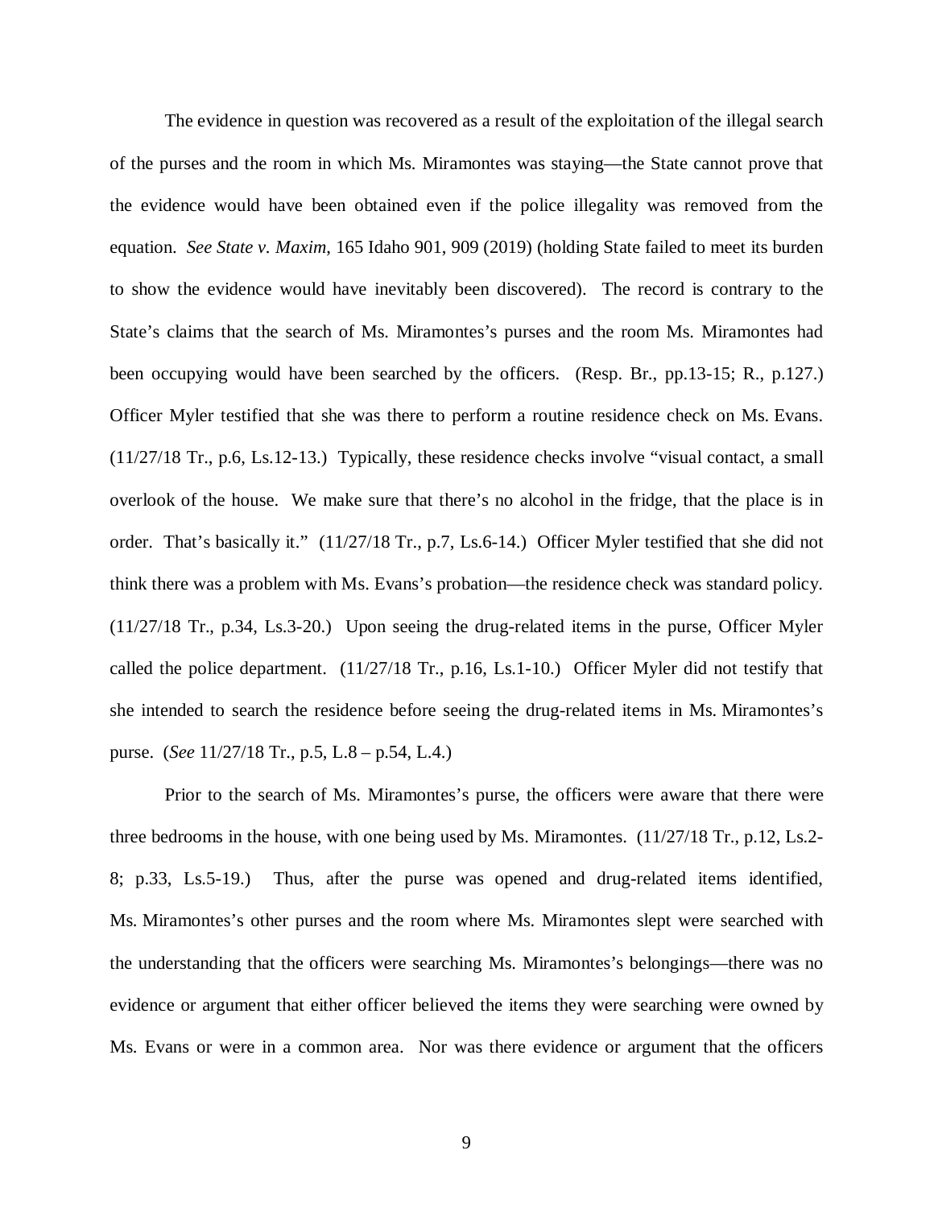The evidence in question was recovered as a result of the exploitation of the illegal search of the purses and the room in which Ms. Miramontes was staying—the State cannot prove that the evidence would have been obtained even if the police illegality was removed from the equation. *See State v. Maxim*, 165 Idaho 901, 909 (2019) (holding State failed to meet its burden to show the evidence would have inevitably been discovered). The record is contrary to the State's claims that the search of Ms. Miramontes's purses and the room Ms. Miramontes had been occupying would have been searched by the officers. (Resp. Br., pp.13-15; R., p.127.) Officer Myler testified that she was there to perform a routine residence check on Ms. Evans. (11/27/18 Tr., p.6, Ls.12-13.) Typically, these residence checks involve "visual contact, a small overlook of the house. We make sure that there's no alcohol in the fridge, that the place is in order. That's basically it." (11/27/18 Tr., p.7, Ls.6-14.) Officer Myler testified that she did not think there was a problem with Ms. Evans's probation—the residence check was standard policy. (11/27/18 Tr., p.34, Ls.3-20.) Upon seeing the drug-related items in the purse, Officer Myler called the police department. (11/27/18 Tr., p.16, Ls.1-10.) Officer Myler did not testify that she intended to search the residence before seeing the drug-related items in Ms. Miramontes's purse. (*See* 11/27/18 Tr., p.5, L.8 – p.54, L.4.)

Prior to the search of Ms. Miramontes's purse, the officers were aware that there were three bedrooms in the house, with one being used by Ms. Miramontes. (11/27/18 Tr., p.12, Ls.2-8; p.33, Ls.5-19.) Thus, after the purse was opened and drug-related items identified, Ms. Miramontes's other purses and the room where Ms. Miramontes slept were searched with the understanding that the officers were searching Ms. Miramontes's belongings—there was no evidence or argument that either officer believed the items they were searching were owned by Ms. Evans or were in a common area. Nor was there evidence or argument that the officers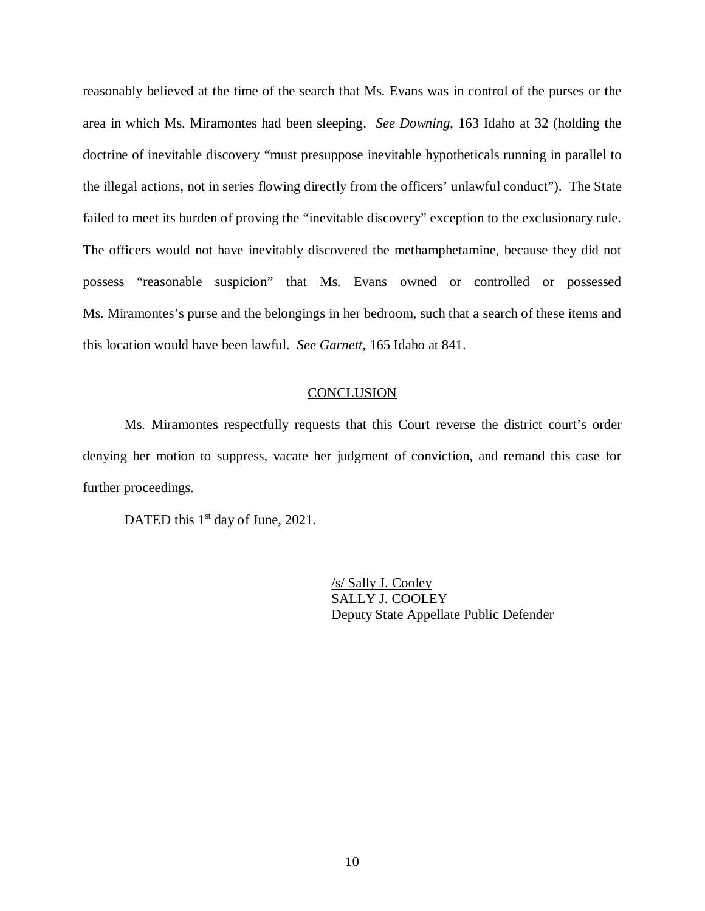reasonably believed at the time of the search that Ms. Evans was in control of the purses or the area in which Ms. Miramontes had been sleeping. *See Downing*, 163 Idaho at 32 (holding the doctrine of inevitable discovery "must presuppose inevitable hypotheticals running in parallel to the illegal actions, not in series flowing directly from the officers' unlawful conduct"). The State failed to meet its burden of proving the "inevitable discovery" exception to the exclusionary rule. The officers would not have inevitably discovered the methamphetamine, because they did not possess "reasonable suspicion" that Ms. Evans owned or controlled or possessed Ms. Miramontes's purse and the belongings in her bedroom, such that a search of these items and this location would have been lawful. *See Garnett*, 165 Idaho at 841.

## CONCLUSION

Ms. Miramontes respectfully requests that this Court reverse the district court's order denying her motion to suppress, vacate her judgment of conviction, and remand this case for further proceedings.

DATED this 1st day of June, 2021.

/s/ Sally J. Cooley
SALLY J. COOLEY
Deputy State Appellate Public Defender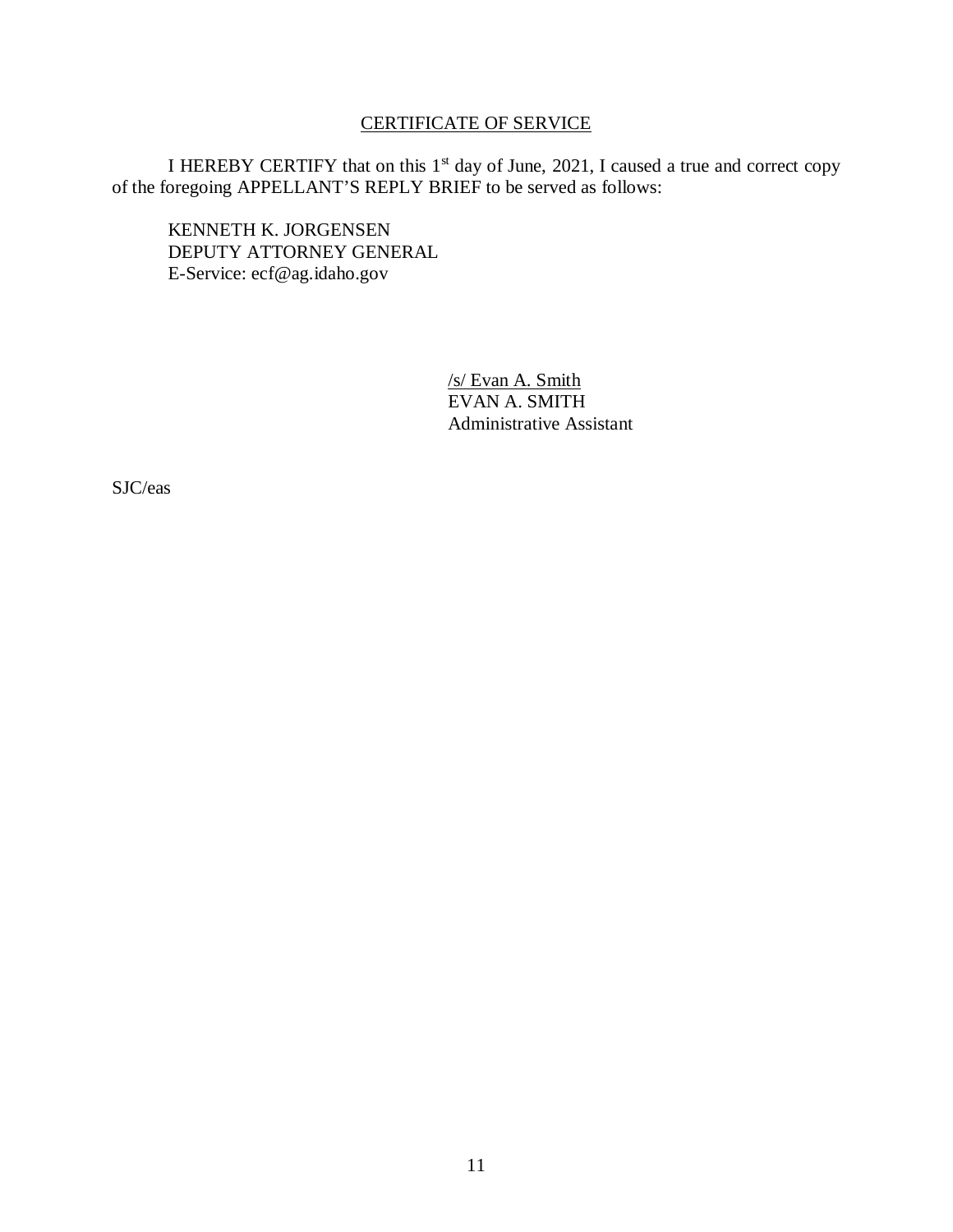## CERTIFICATE OF SERVICE

I HEREBY CERTIFY that on this 1st day of June, 2021, I caused a true and correct copy of the foregoing APPELLANT'S REPLY BRIEF to be served as follows:

KENNETH K. JORGENSEN
DEPUTY ATTORNEY GENERAL
E-Service: ecf@ag.idaho.gov

/s/ Evan A. Smith
EVAN A. SMITH
Administrative Assistant

SJC/eas